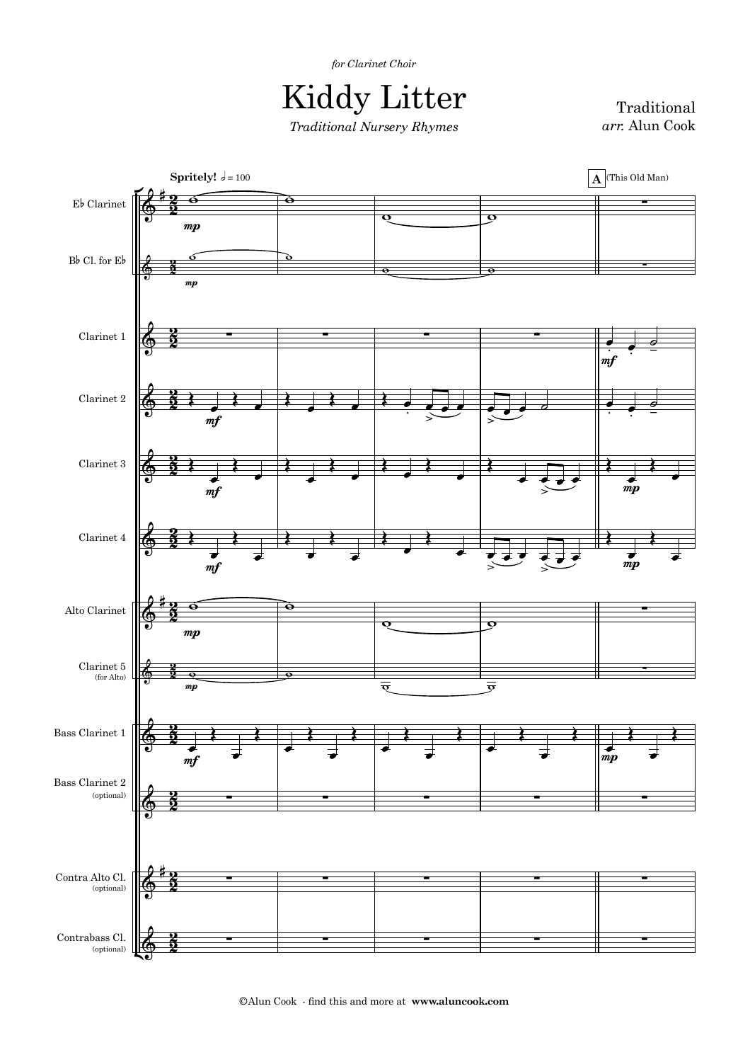*for Clarinet Choir*

# Kiddy Litter

*Traditional Nursery Rhymes*

Traditional
*arr.* Alun Cook

**Spritely!** 𝅗𝅥 = 100

**A** (This Old Man)

E♭ Clarinet

B♭ Cl. for E♭

Clarinet 1

Clarinet 2

Clarinet 3

Clarinet 4

Alto Clarinet

Clarinet 5 (for Alto)

Bass Clarinet 1

Bass Clarinet 2 (optional)

Contra Alto Cl. (optional)

Contrabass Cl. (optional)

©Alun Cook - find this and more at **www.aluncook.com**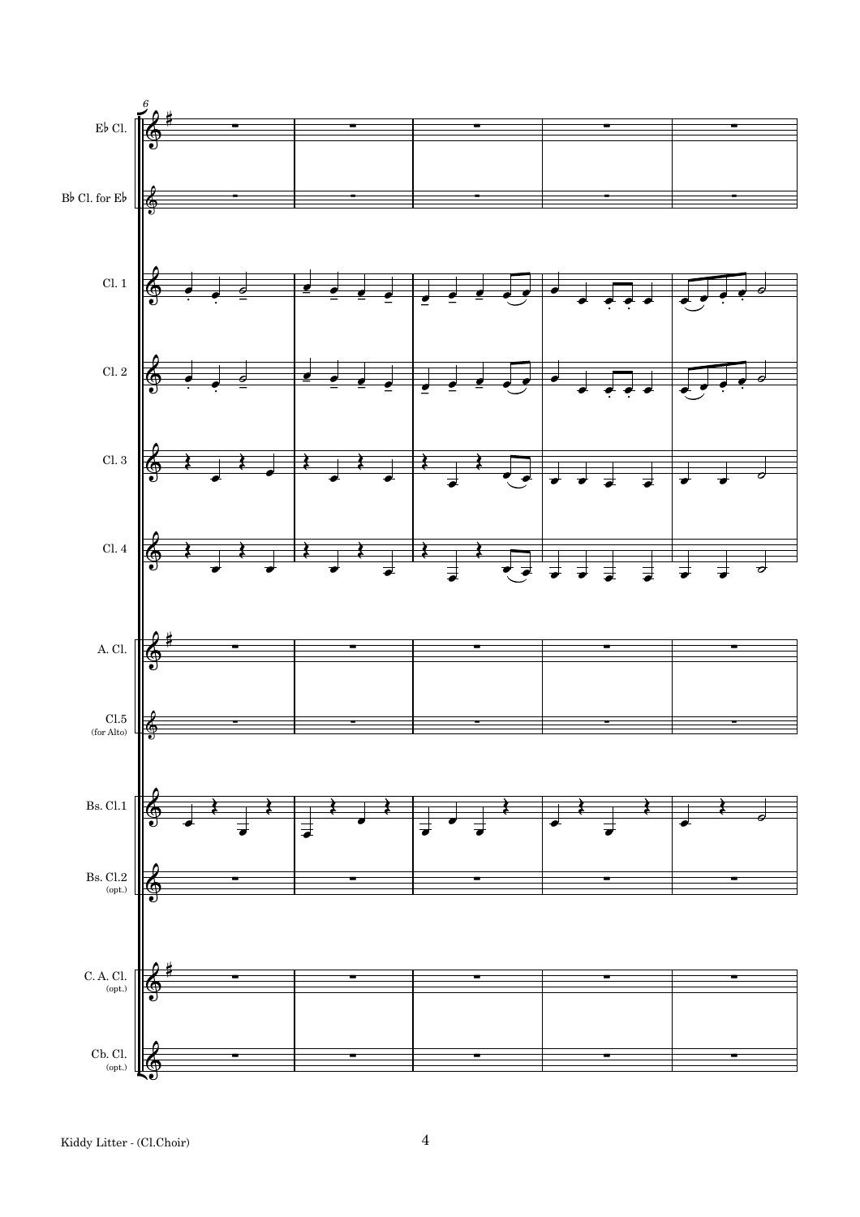6

Eb Cl.

Bb Cl. for Eb

Cl. 1

Cl. 2

Cl. 3

Cl. 4

A. Cl.

Cl.5
(for Alto)

Bs. Cl.1

Bs. Cl.2
(opt.)

C. A. Cl.
(opt.)

Cb. Cl.
(opt.)